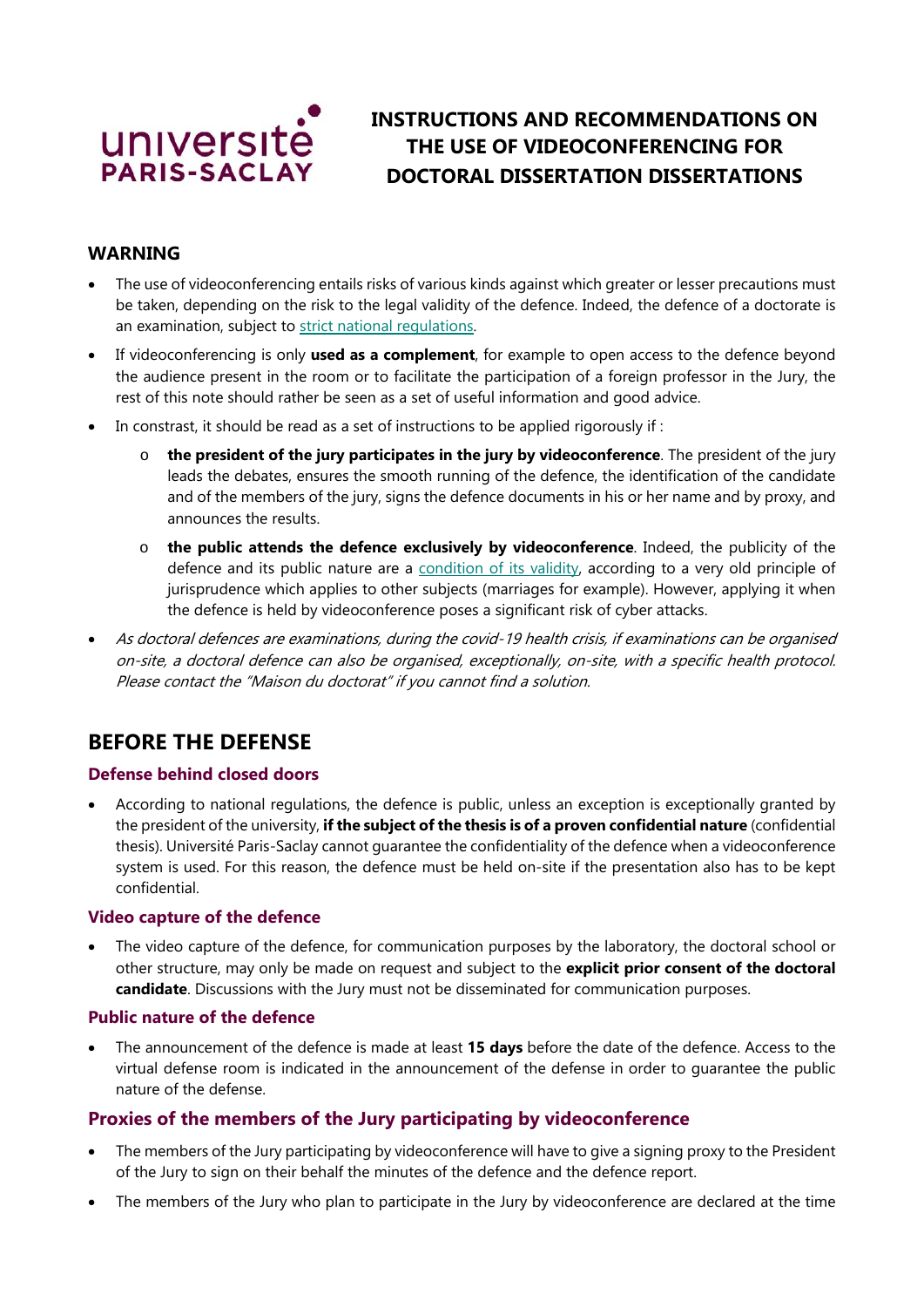# INSTRUCTIONS AND RECOMMENDATIONS ON THE USE OF VIDEOCONFERENCING FOR DOCTORAL DISSERTATION DISSERTATIONS

## WARNING

- The use of videoconferencing entails risks of various kinds against which greater or lesser precautions must be taken, depending on the risk to the legal validity of the defence. Indeed, the defence of a doctorate is an examination, subject to strict national regulations.
- If videoconferencing is only **used as a complement**, for example to open access to the defence beyond the audience present in the room or to facilitate the participation of a foreign professor in the Jury, the rest of this note should rather be seen as a set of useful information and good advice.
- In constrast, it should be read as a set of instructions to be applied rigorously if :
  - **the president of the jury participates in the jury by videoconference**. The president of the jury leads the debates, ensures the smooth running of the defence, the identification of the candidate and of the members of the jury, signs the defence documents in his or her name and by proxy, and announces the results.
  - **the public attends the defence exclusively by videoconference**. Indeed, the publicity of the defence and its public nature are a condition of its validity, according to a very old principle of jurisprudence which applies to other subjects (marriages for example). However, applying it when the defence is held by videoconference poses a significant risk of cyber attacks.
- *As doctoral defences are examinations, during the covid-19 health crisis, if examinations can be organised on-site, a doctoral defence can also be organised, exceptionally, on-site, with a specific health protocol. Please contact the "Maison du doctorat" if you cannot find a solution.*

## BEFORE THE DEFENSE

### Defense behind closed doors

- According to national regulations, the defence is public, unless an exception is exceptionally granted by the president of the university, **if the subject of the thesis is of a proven confidential nature** (confidential thesis). Université Paris-Saclay cannot guarantee the confidentiality of the defence when a videoconference system is used. For this reason, the defence must be held on-site if the presentation also has to be kept confidential.

### Video capture of the defence

- The video capture of the defence, for communication purposes by the laboratory, the doctoral school or other structure, may only be made on request and subject to the **explicit prior consent of the doctoral candidate**. Discussions with the Jury must not be disseminated for communication purposes.

### Public nature of the defence

- The announcement of the defence is made at least **15 days** before the date of the defence. Access to the virtual defense room is indicated in the announcement of the defense in order to guarantee the public nature of the defense.

### Proxies of the members of the Jury participating by videoconference

- The members of the Jury participating by videoconference will have to give a signing proxy to the President of the Jury to sign on their behalf the minutes of the defence and the defence report.
- The members of the Jury who plan to participate in the Jury by videoconference are declared at the time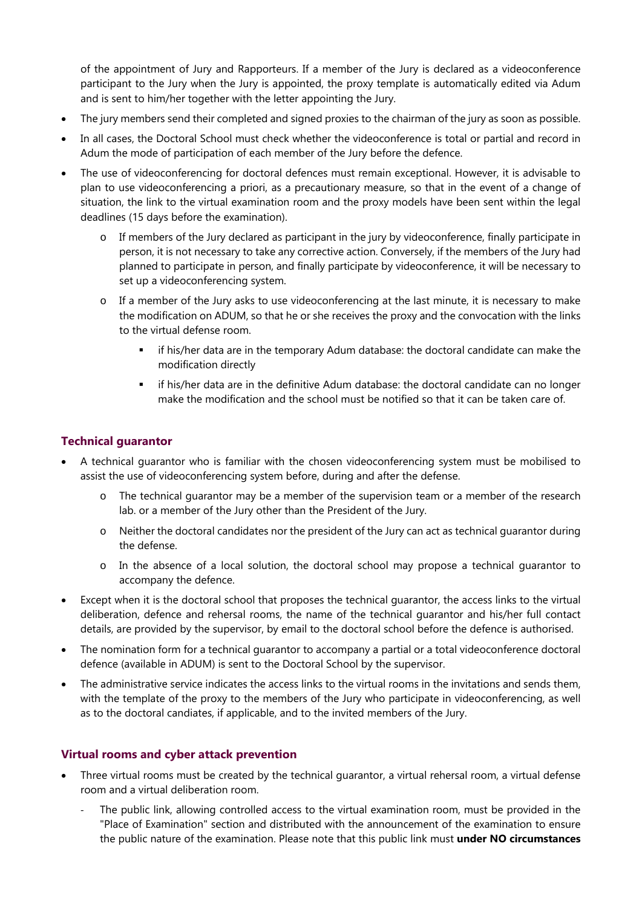of the appointment of Jury and Rapporteurs. If a member of the Jury is declared as a videoconference participant to the Jury when the Jury is appointed, the proxy template is automatically edited via Adum and is sent to him/her together with the letter appointing the Jury.

- The jury members send their completed and signed proxies to the chairman of the jury as soon as possible.
- In all cases, the Doctoral School must check whether the videoconference is total or partial and record in Adum the mode of participation of each member of the Jury before the defence.
- The use of videoconferencing for doctoral defences must remain exceptional. However, it is advisable to plan to use videoconferencing a priori, as a precautionary measure, so that in the event of a change of situation, the link to the virtual examination room and the proxy models have been sent within the legal deadlines (15 days before the examination).
  - If members of the Jury declared as participant in the jury by videoconference, finally participate in person, it is not necessary to take any corrective action. Conversely, if the members of the Jury had planned to participate in person, and finally participate by videoconference, it will be necessary to set up a videoconferencing system.
  - If a member of the Jury asks to use videoconferencing at the last minute, it is necessary to make the modification on ADUM, so that he or she receives the proxy and the convocation with the links to the virtual defense room.
    - if his/her data are in the temporary Adum database: the doctoral candidate can make the modification directly
    - if his/her data are in the definitive Adum database: the doctoral candidate can no longer make the modification and the school must be notified so that it can be taken care of.

### Technical guarantor

- A technical guarantor who is familiar with the chosen videoconferencing system must be mobilised to assist the use of videoconferencing system before, during and after the defense.
  - The technical guarantor may be a member of the supervision team or a member of the research lab. or a member of the Jury other than the President of the Jury.
  - Neither the doctoral candidates nor the president of the Jury can act as technical guarantor during the defense.
  - In the absence of a local solution, the doctoral school may propose a technical guarantor to accompany the defence.
- Except when it is the doctoral school that proposes the technical guarantor, the access links to the virtual deliberation, defence and rehersal rooms, the name of the technical guarantor and his/her full contact details, are provided by the supervisor, by email to the doctoral school before the defence is authorised.
- The nomination form for a technical guarantor to accompany a partial or a total videoconference doctoral defence (available in ADUM) is sent to the Doctoral School by the supervisor.
- The administrative service indicates the access links to the virtual rooms in the invitations and sends them, with the template of the proxy to the members of the Jury who participate in videoconferencing, as well as to the doctoral candiates, if applicable, and to the invited members of the Jury.

### Virtual rooms and cyber attack prevention

- Three virtual rooms must be created by the technical guarantor, a virtual rehersal room, a virtual defense room and a virtual deliberation room.
  - The public link, allowing controlled access to the virtual examination room, must be provided in the "Place of Examination" section and distributed with the announcement of the examination to ensure the public nature of the examination. Please note that this public link must **under NO circumstances**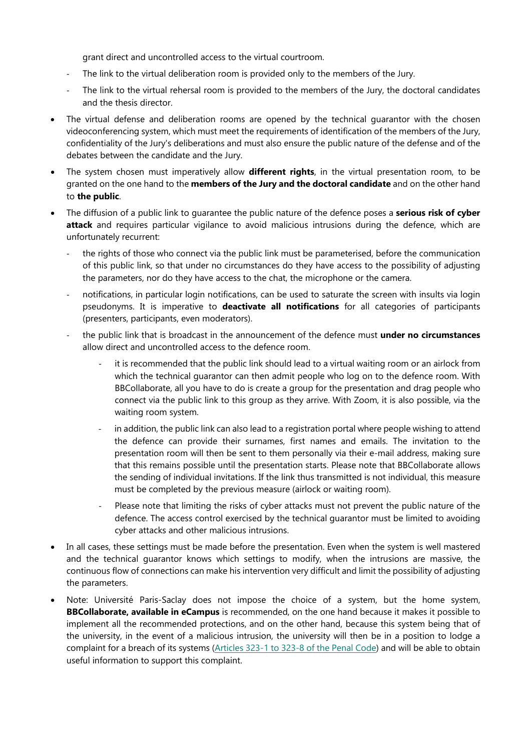grant direct and uncontrolled access to the virtual courtroom.

  - The link to the virtual deliberation room is provided only to the members of the Jury.
  - The link to the virtual rehersal room is provided to the members of the Jury, the doctoral candidates and the thesis director.

- The virtual defense and deliberation rooms are opened by the technical guarantor with the chosen videoconferencing system, which must meet the requirements of identification of the members of the Jury, confidentiality of the Jury's deliberations and must also ensure the public nature of the defense and of the debates between the candidate and the Jury.
- The system chosen must imperatively allow **different rights**, in the virtual presentation room, to be granted on the one hand to the **members of the Jury and the doctoral candidate** and on the other hand to **the public**.
- The diffusion of a public link to guarantee the public nature of the defence poses a **serious risk of cyber attack** and requires particular vigilance to avoid malicious intrusions during the defence, which are unfortunately recurrent:
  - the rights of those who connect via the public link must be parameterised, before the communication of this public link, so that under no circumstances do they have access to the possibility of adjusting the parameters, nor do they have access to the chat, the microphone or the camera.
  - notifications, in particular login notifications, can be used to saturate the screen with insults via login pseudonyms. It is imperative to **deactivate all notifications** for all categories of participants (presenters, participants, even moderators).
  - the public link that is broadcast in the announcement of the defence must **under no circumstances** allow direct and uncontrolled access to the defence room.
    - it is recommended that the public link should lead to a virtual waiting room or an airlock from which the technical guarantor can then admit people who log on to the defence room. With BBCollaborate, all you have to do is create a group for the presentation and drag people who connect via the public link to this group as they arrive. With Zoom, it is also possible, via the waiting room system.
    - in addition, the public link can also lead to a registration portal where people wishing to attend the defence can provide their surnames, first names and emails. The invitation to the presentation room will then be sent to them personally via their e-mail address, making sure that this remains possible until the presentation starts. Please note that BBCollaborate allows the sending of individual invitations. If the link thus transmitted is not individual, this measure must be completed by the previous measure (airlock or waiting room).
    - Please note that limiting the risks of cyber attacks must not prevent the public nature of the defence. The access control exercised by the technical guarantor must be limited to avoiding cyber attacks and other malicious intrusions.
- In all cases, these settings must be made before the presentation. Even when the system is well mastered and the technical guarantor knows which settings to modify, when the intrusions are massive, the continuous flow of connections can make his intervention very difficult and limit the possibility of adjusting the parameters.
- Note: Université Paris-Saclay does not impose the choice of a system, but the home system, **BBCollaborate, available in eCampus** is recommended, on the one hand because it makes it possible to implement all the recommended protections, and on the other hand, because this system being that of the university, in the event of a malicious intrusion, the university will then be in a position to lodge a complaint for a breach of its systems (Articles 323-1 to 323-8 of the Penal Code) and will be able to obtain useful information to support this complaint.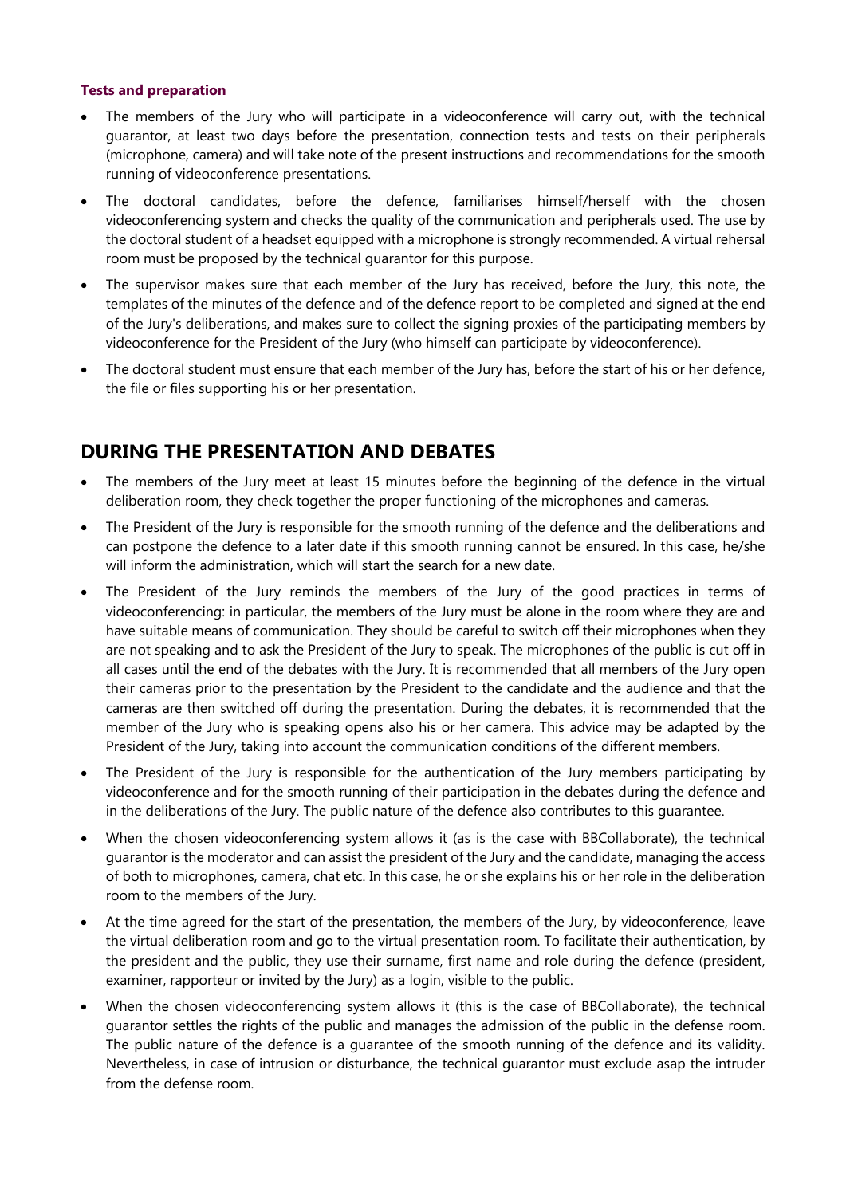#### Tests and preparation

- The members of the Jury who will participate in a videoconference will carry out, with the technical guarantor, at least two days before the presentation, connection tests and tests on their peripherals (microphone, camera) and will take note of the present instructions and recommendations for the smooth running of videoconference presentations.
- The doctoral candidates, before the defence, familiarises himself/herself with the chosen videoconferencing system and checks the quality of the communication and peripherals used. The use by the doctoral student of a headset equipped with a microphone is strongly recommended. A virtual rehearsal room must be proposed by the technical guarantor for this purpose.
- The supervisor makes sure that each member of the Jury has received, before the Jury, this note, the templates of the minutes of the defence and of the defence report to be completed and signed at the end of the Jury's deliberations, and makes sure to collect the signing proxies of the participating members by videoconference for the President of the Jury (who himself can participate by videoconference).
- The doctoral student must ensure that each member of the Jury has, before the start of his or her defence, the file or files supporting his or her presentation.

## DURING THE PRESENTATION AND DEBATES

- The members of the Jury meet at least 15 minutes before the beginning of the defence in the virtual deliberation room, they check together the proper functioning of the microphones and cameras.
- The President of the Jury is responsible for the smooth running of the defence and the deliberations and can postpone the defence to a later date if this smooth running cannot be ensured. In this case, he/she will inform the administration, which will start the search for a new date.
- The President of the Jury reminds the members of the Jury of the good practices in terms of videoconferencing: in particular, the members of the Jury must be alone in the room where they are and have suitable means of communication. They should be careful to switch off their microphones when they are not speaking and to ask the President of the Jury to speak. The microphones of the public is cut off in all cases until the end of the debates with the Jury. It is recommended that all members of the Jury open their cameras prior to the presentation by the President to the candidate and the audience and that the cameras are then switched off during the presentation. During the debates, it is recommended that the member of the Jury who is speaking opens also his or her camera. This advice may be adapted by the President of the Jury, taking into account the communication conditions of the different members.
- The President of the Jury is responsible for the authentication of the Jury members participating by videoconference and for the smooth running of their participation in the debates during the defence and in the deliberations of the Jury. The public nature of the defence also contributes to this guarantee.
- When the chosen videoconferencing system allows it (as is the case with BBCollaborate), the technical guarantor is the moderator and can assist the president of the Jury and the candidate, managing the access of both to microphones, camera, chat etc. In this case, he or she explains his or her role in the deliberation room to the members of the Jury.
- At the time agreed for the start of the presentation, the members of the Jury, by videoconference, leave the virtual deliberation room and go to the virtual presentation room. To facilitate their authentication, by the president and the public, they use their surname, first name and role during the defence (president, examiner, rapporteur or invited by the Jury) as a login, visible to the public.
- When the chosen videoconferencing system allows it (this is the case of BBCollaborate), the technical guarantor settles the rights of the public and manages the admission of the public in the defense room. The public nature of the defence is a guarantee of the smooth running of the defence and its validity. Nevertheless, in case of intrusion or disturbance, the technical guarantor must exclude asap the intruder from the defense room.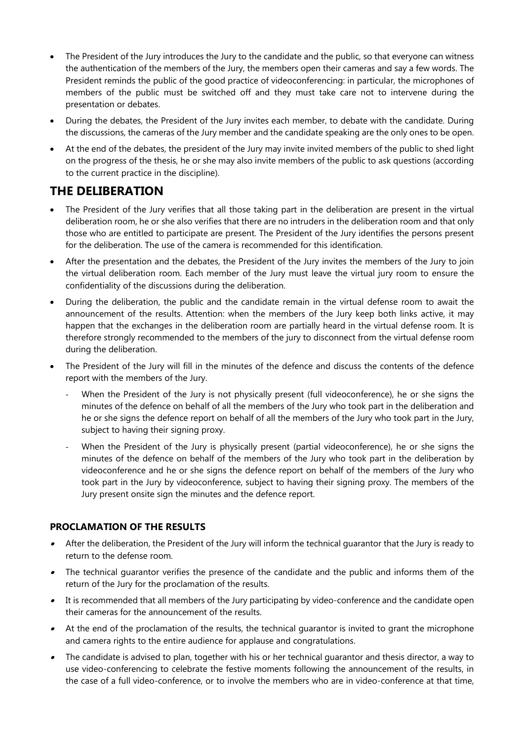- The President of the Jury introduces the Jury to the candidate and the public, so that everyone can witness the authentication of the members of the Jury, the members open their cameras and say a few words. The President reminds the public of the good practice of videoconferencing: in particular, the microphones of members of the public must be switched off and they must take care not to intervene during the presentation or debates.
- During the debates, the President of the Jury invites each member, to debate with the candidate. During the discussions, the cameras of the Jury member and the candidate speaking are the only ones to be open.
- At the end of the debates, the president of the Jury may invite invited members of the public to shed light on the progress of the thesis, he or she may also invite members of the public to ask questions (according to the current practice in the discipline).

## THE DELIBERATION

- The President of the Jury verifies that all those taking part in the deliberation are present in the virtual deliberation room, he or she also verifies that there are no intruders in the deliberation room and that only those who are entitled to participate are present. The President of the Jury identifies the persons present for the deliberation. The use of the camera is recommended for this identification.
- After the presentation and the debates, the President of the Jury invites the members of the Jury to join the virtual deliberation room. Each member of the Jury must leave the virtual jury room to ensure the confidentiality of the discussions during the deliberation.
- During the deliberation, the public and the candidate remain in the virtual defense room to await the announcement of the results. Attention: when the members of the Jury keep both links active, it may happen that the exchanges in the deliberation room are partially heard in the virtual defense room. It is therefore strongly recommended to the members of the jury to disconnect from the virtual defense room during the deliberation.
- The President of the Jury will fill in the minutes of the defence and discuss the contents of the defence report with the members of the Jury.
  - When the President of the Jury is not physically present (full videoconference), he or she signs the minutes of the defence on behalf of all the members of the Jury who took part in the deliberation and he or she signs the defence report on behalf of all the members of the Jury who took part in the Jury, subject to having their signing proxy.
  - When the President of the Jury is physically present (partial videoconference), he or she signs the minutes of the defence on behalf of the members of the Jury who took part in the deliberation by videoconference and he or she signs the defence report on behalf of the members of the Jury who took part in the Jury by videoconference, subject to having their signing proxy. The members of the Jury present onsite sign the minutes and the defence report.

### PROCLAMATION OF THE RESULTS

- After the deliberation, the President of the Jury will inform the technical guarantor that the Jury is ready to return to the defense room.
- The technical guarantor verifies the presence of the candidate and the public and informs them of the return of the Jury for the proclamation of the results.
- It is recommended that all members of the Jury participating by video-conference and the candidate open their cameras for the announcement of the results.
- At the end of the proclamation of the results, the technical guarantor is invited to grant the microphone and camera rights to the entire audience for applause and congratulations.
- The candidate is advised to plan, together with his or her technical guarantor and thesis director, a way to use video-conferencing to celebrate the festive moments following the announcement of the results, in the case of a full video-conference, or to involve the members who are in video-conference at that time,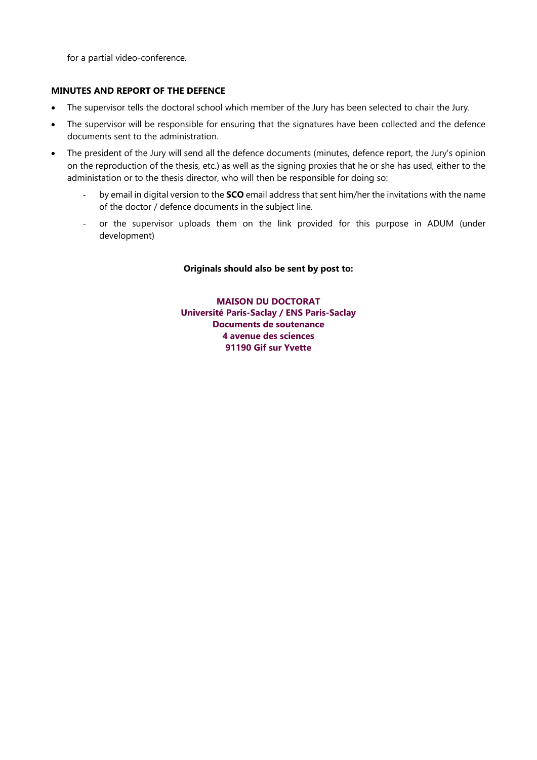for a partial video-conference.

**MINUTES AND REPORT OF THE DEFENCE**

- The supervisor tells the doctoral school which member of the Jury has been selected to chair the Jury.
- The supervisor will be responsible for ensuring that the signatures have been collected and the defence documents sent to the administration.
- The president of the Jury will send all the defence documents (minutes, defence report, the Jury's opinion on the reproduction of the thesis, etc.) as well as the signing proxies that he or she has used, either to the administation or to the thesis director, who will then be responsible for doing so:
    - by email in digital version to the **SCO** email address that sent him/her the invitations with the name of the doctor / defence documents in the subject line.
    - or the supervisor uploads them on the link provided for this purpose in ADUM (under development)

**Originals should also be sent by post to:**

**MAISON DU DOCTORAT**
**Université Paris-Saclay / ENS Paris-Saclay**
**Documents de soutenance**
**4 avenue des sciences**
**91190 Gif sur Yvette**